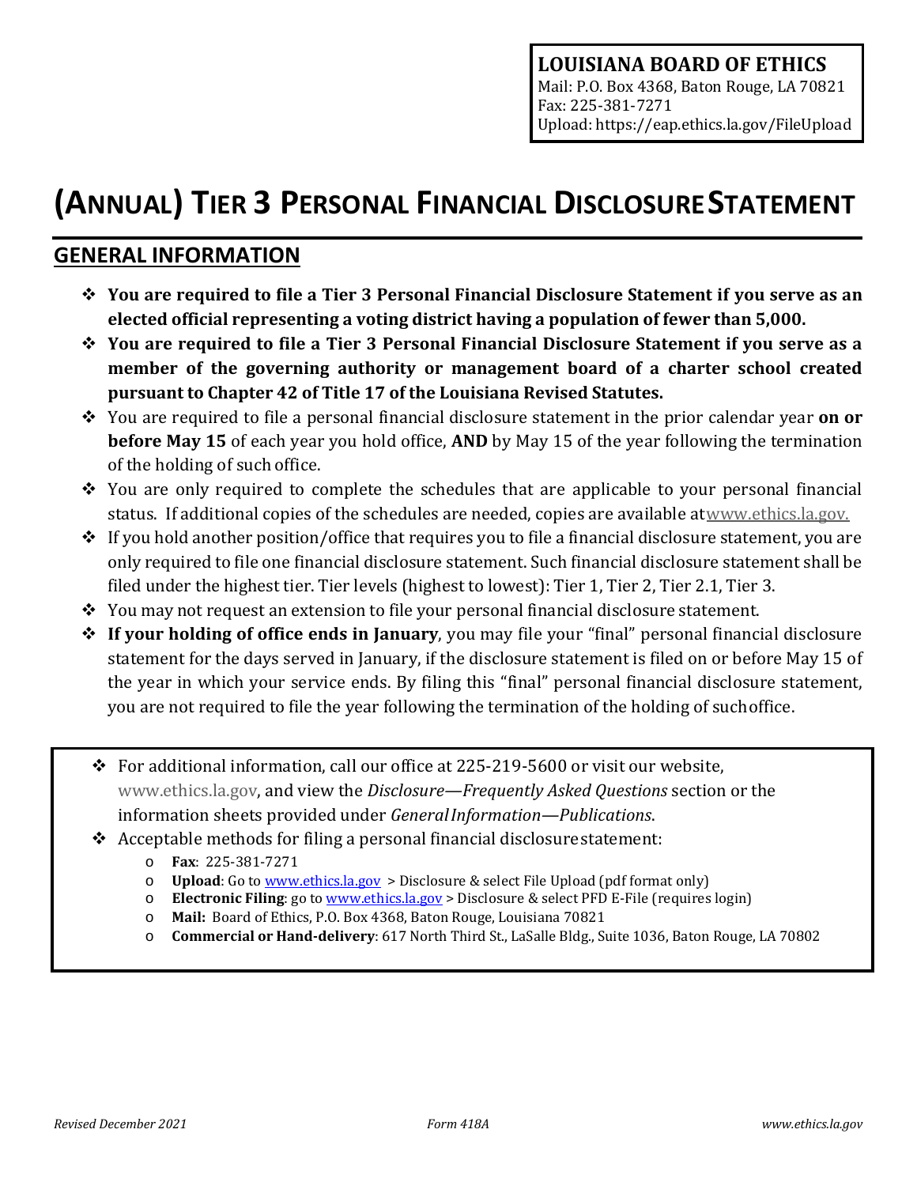**LOUISIANA BOARD OF ETHICS**
Mail: P.O. Box 4368, Baton Rouge, LA 70821
Fax: 225-381-7271
Upload: https://eap.ethics.la.gov/FileUpload

# (ANNUAL) TIER 3 PERSONAL FINANCIAL DISCLOSURE STATEMENT

## GENERAL INFORMATION

- **You are required to file a Tier 3 Personal Financial Disclosure Statement if you serve as an elected official representing a voting district having a population of fewer than 5,000.**
- **You are required to file a Tier 3 Personal Financial Disclosure Statement if you serve as a member of the governing authority or management board of a charter school created pursuant to Chapter 42 of Title 17 of the Louisiana Revised Statutes.**
- You are required to file a personal financial disclosure statement in the prior calendar year **on or before May 15** of each year you hold office, **AND** by May 15 of the year following the termination of the holding of such office.
- You are only required to complete the schedules that are applicable to your personal financial status. If additional copies of the schedules are needed, copies are available at www.ethics.la.gov.
- If you hold another position/office that requires you to file a financial disclosure statement, you are only required to file one financial disclosure statement. Such financial disclosure statement shall be filed under the highest tier. Tier levels (highest to lowest): Tier 1, Tier 2, Tier 2.1, Tier 3.
- You may not request an extension to file your personal financial disclosure statement.
- **If your holding of office ends in January**, you may file your "final" personal financial disclosure statement for the days served in January, if the disclosure statement is filed on or before May 15 of the year in which your service ends. By filing this "final" personal financial disclosure statement, you are not required to file the year following the termination of the holding of such office.

---

- For additional information, call our office at 225-219-5600 or visit our website, www.ethics.la.gov, and view the *Disclosure—Frequently Asked Questions* section or the information sheets provided under *General Information—Publications*.
- Acceptable methods for filing a personal financial disclosure statement:
  - **Fax**: 225-381-7271
  - **Upload**: Go to www.ethics.la.gov > Disclosure & select File Upload (pdf format only)
  - **Electronic Filing**: go to www.ethics.la.gov > Disclosure & select PFD E-File (requires login)
  - **Mail:** Board of Ethics, P.O. Box 4368, Baton Rouge, Louisiana 70821
  - **Commercial or Hand-delivery**: 617 North Third St., LaSalle Bldg., Suite 1036, Baton Rouge, LA 70802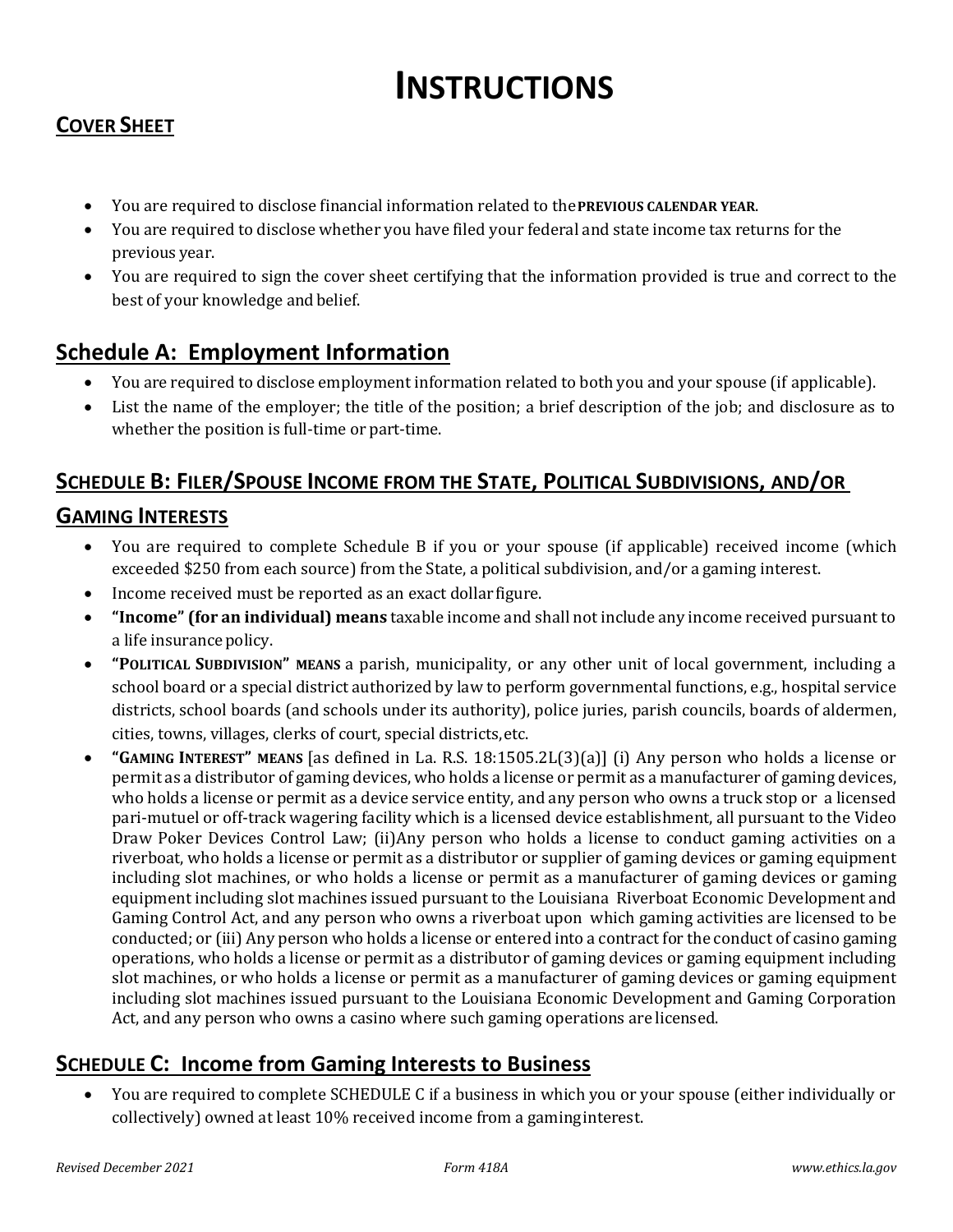# INSTRUCTIONS

## COVER SHEET

- You are required to disclose financial information related to the **PREVIOUS CALENDAR YEAR**.
- You are required to disclose whether you have filed your federal and state income tax returns for the previous year.
- You are required to sign the cover sheet certifying that the information provided is true and correct to the best of your knowledge and belief.

## Schedule A: Employment Information

- You are required to disclose employment information related to both you and your spouse (if applicable).
- List the name of the employer; the title of the position; a brief description of the job; and disclosure as to whether the position is full-time or part-time.

## SCHEDULE B: FILER/SPOUSE INCOME FROM THE STATE, POLITICAL SUBDIVISIONS, AND/OR GAMING INTERESTS

- You are required to complete Schedule B if you or your spouse (if applicable) received income (which exceeded $250 from each source) from the State, a political subdivision, and/or a gaming interest.
- Income received must be reported as an exact dollar figure.
- **"Income" (for an individual) means** taxable income and shall not include any income received pursuant to a life insurance policy.
- **"POLITICAL SUBDIVISION" MEANS** a parish, municipality, or any other unit of local government, including a school board or a special district authorized by law to perform governmental functions, e.g., hospital service districts, school boards (and schools under its authority), police juries, parish councils, boards of aldermen, cities, towns, villages, clerks of court, special districts, etc.
- **"GAMING INTEREST" MEANS** [as defined in La. R.S. 18:1505.2L(3)(a)] (i) Any person who holds a license or permit as a distributor of gaming devices, who holds a license or permit as a manufacturer of gaming devices, who holds a license or permit as a device service entity, and any person who owns a truck stop or a licensed pari-mutuel or off-track wagering facility which is a licensed device establishment, all pursuant to the Video Draw Poker Devices Control Law; (ii)Any person who holds a license to conduct gaming activities on a riverboat, who holds a license or permit as a distributor or supplier of gaming devices or gaming equipment including slot machines, or who holds a license or permit as a manufacturer of gaming devices or gaming equipment including slot machines issued pursuant to the Louisiana Riverboat Economic Development and Gaming Control Act, and any person who owns a riverboat upon which gaming activities are licensed to be conducted; or (iii) Any person who holds a license or entered into a contract for the conduct of casino gaming operations, who holds a license or permit as a distributor of gaming devices or gaming equipment including slot machines, or who holds a license or permit as a manufacturer of gaming devices or gaming equipment including slot machines issued pursuant to the Louisiana Economic Development and Gaming Corporation Act, and any person who owns a casino where such gaming operations are licensed.

## SCHEDULE C: Income from Gaming Interests to Business

- You are required to complete SCHEDULE C if a business in which you or your spouse (either individually or collectively) owned at least 10% received income from a gaming interest.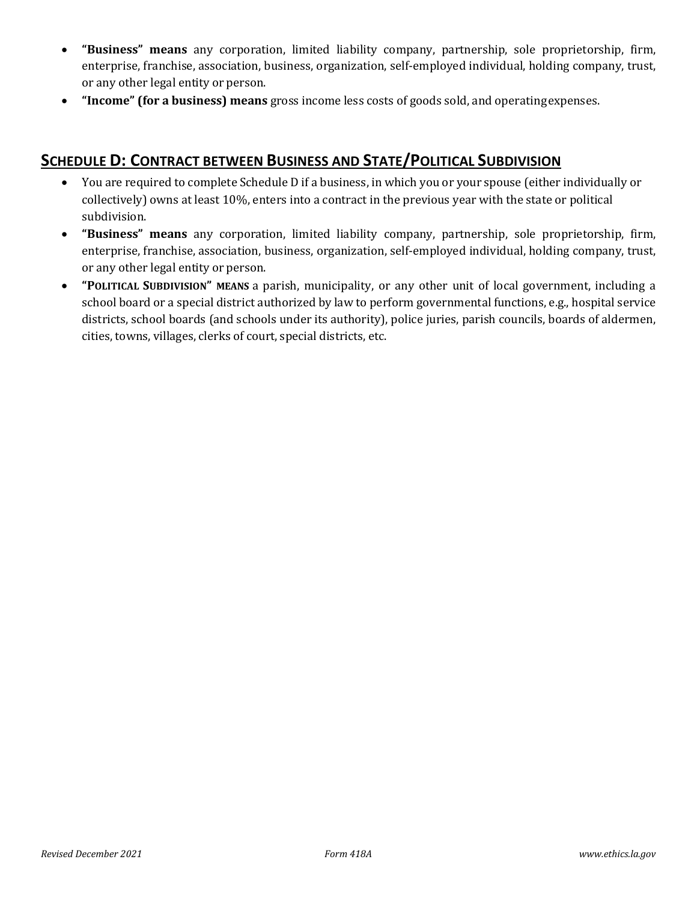- **"Business" means** any corporation, limited liability company, partnership, sole proprietorship, firm, enterprise, franchise, association, business, organization, self-employed individual, holding company, trust, or any other legal entity or person.
- **"Income" (for a business) means** gross income less costs of goods sold, and operating expenses.

## SCHEDULE D: CONTRACT BETWEEN BUSINESS AND STATE/POLITICAL SUBDIVISION

- You are required to complete Schedule D if a business, in which you or your spouse (either individually or collectively) owns at least 10%, enters into a contract in the previous year with the state or political subdivision.
- **"Business" means** any corporation, limited liability company, partnership, sole proprietorship, firm, enterprise, franchise, association, business, organization, self-employed individual, holding company, trust, or any other legal entity or person.
- **"POLITICAL SUBDIVISION" MEANS** a parish, municipality, or any other unit of local government, including a school board or a special district authorized by law to perform governmental functions, e.g., hospital service districts, school boards (and schools under its authority), police juries, parish councils, boards of aldermen, cities, towns, villages, clerks of court, special districts, etc.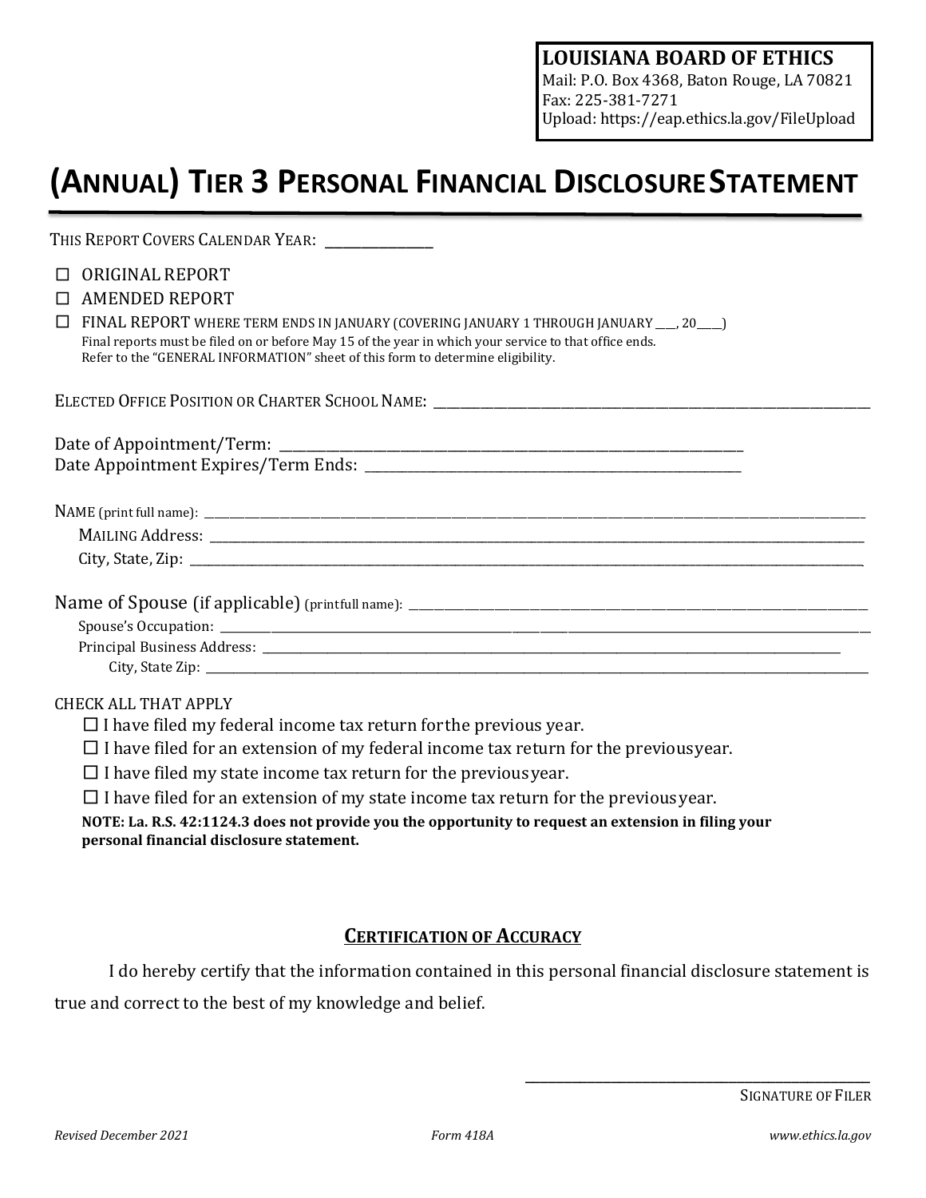**LOUISIANA BOARD OF ETHICS**
Mail: P.O. Box 4368, Baton Rouge, LA 70821
Fax: 225-381-7271
Upload: https://eap.ethics.la.gov/FileUpload

# (ANNUAL) TIER 3 PERSONAL FINANCIAL DISCLOSURE STATEMENT

THIS REPORT COVERS CALENDAR YEAR: _______________

☐ ORIGINAL REPORT
☐ AMENDED REPORT
☐ FINAL REPORT WHERE TERM ENDS IN JANUARY (COVERING JANUARY 1 THROUGH JANUARY ___, 20____)
Final reports must be filed on or before May 15 of the year in which your service to that office ends.
Refer to the "GENERAL INFORMATION" sheet of this form to determine eligibility.

ELECTED OFFICE POSITION OR CHARTER SCHOOL NAME: _______________________________________________

Date of Appointment/Term: _______________________________________________
Date Appointment Expires/Term Ends: _______________________________________________

NAME (print full name): _______________________________________________
MAILING Address: _______________________________________________
City, State, Zip: _______________________________________________

Name of Spouse (if applicable) (print full name): _______________________________________________
Spouse's Occupation: _______________________________________________
Principal Business Address: _______________________________________________
City, State Zip: _______________________________________________

CHECK ALL THAT APPLY

☐ I have filed my federal income tax return for the previous year.
☐ I have filed for an extension of my federal income tax return for the previous year.
☐ I have filed my state income tax return for the previous year.
☐ I have filed for an extension of my state income tax return for the previous year.

**NOTE: La. R.S. 42:1124.3 does not provide you the opportunity to request an extension in filing your personal financial disclosure statement.**

## CERTIFICATION OF ACCURACY

I do hereby certify that the information contained in this personal financial disclosure statement is true and correct to the best of my knowledge and belief.

_______________________________________________
SIGNATURE OF FILER

*Revised December 2021* *Form 418A* *www.ethics.la.gov*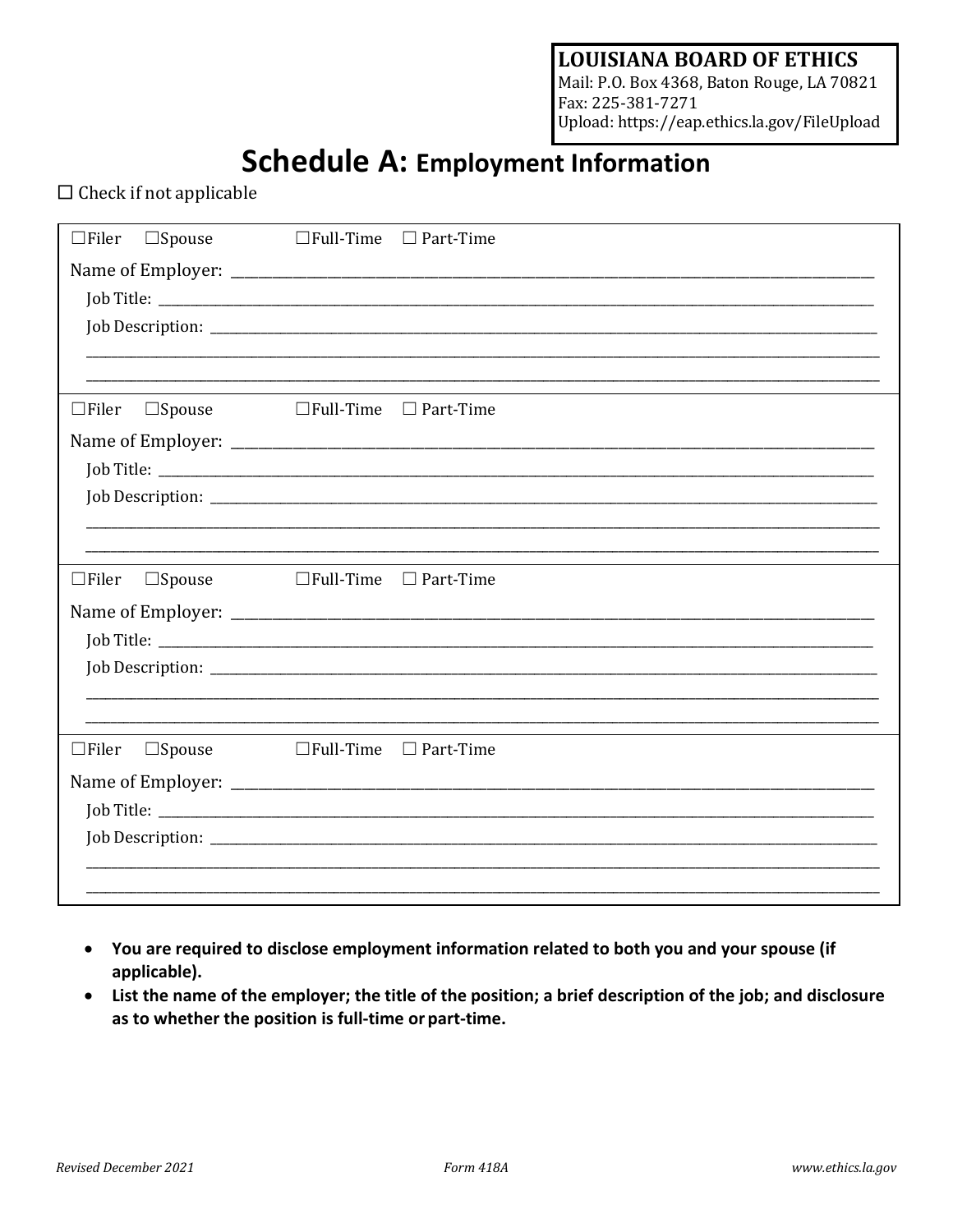**LOUISIANA BOARD OF ETHICS**
Mail: P.O. Box 4368, Baton Rouge, LA 70821
Fax: 225-381-7271
Upload: https://eap.ethics.la.gov/FileUpload

# Schedule A: Employment Information

☐ Check if not applicable

☐Filer ☐Spouse ☐Full-Time ☐ Part-Time

Name of Employer: ____________________________________________

Job Title: ____________________________________________

Job Description: ____________________________________________

____________________________________________

____________________________________________

---

☐Filer ☐Spouse ☐Full-Time ☐ Part-Time

Name of Employer: ____________________________________________

Job Title: ____________________________________________

Job Description: ____________________________________________

____________________________________________

____________________________________________

---

☐Filer ☐Spouse ☐Full-Time ☐ Part-Time

Name of Employer: ____________________________________________

Job Title: ____________________________________________

Job Description: ____________________________________________

____________________________________________

____________________________________________

---

☐Filer ☐Spouse ☐Full-Time ☐ Part-Time

Name of Employer: ____________________________________________

Job Title: ____________________________________________

Job Description: ____________________________________________

____________________________________________

____________________________________________

- **You are required to disclose employment information related to both you and your spouse (if applicable).**
- **List the name of the employer; the title of the position; a brief description of the job; and disclosure as to whether the position is full-time or part-time.**

*Revised December 2021* *Form 418A* *www.ethics.la.gov*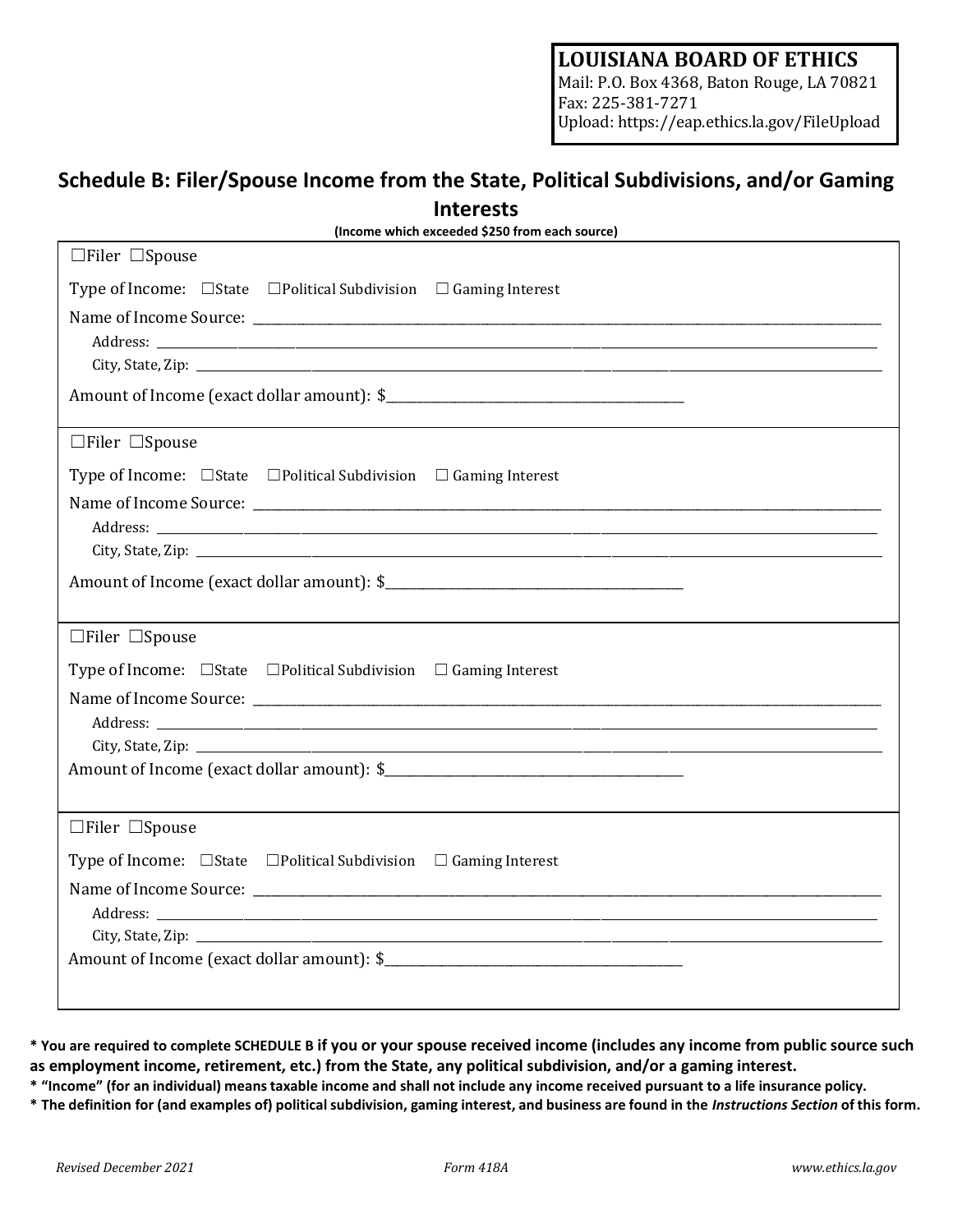**LOUISIANA BOARD OF ETHICS**
Mail: P.O. Box 4368, Baton Rouge, LA 70821
Fax: 225-381-7271
Upload: https://eap.ethics.la.gov/FileUpload

## Schedule B: Filer/Spouse Income from the State, Political Subdivisions, and/or Gaming Interests

**(Income which exceeded $250 from each source)**

☐Filer ☐Spouse

Type of Income: ☐State ☐Political Subdivision ☐ Gaming Interest

Name of Income Source: ____________________

Address: ____________________

City, State, Zip: ____________________

Amount of Income (exact dollar amount): $____________________

---

☐Filer ☐Spouse

Type of Income: ☐State ☐Political Subdivision ☐ Gaming Interest

Name of Income Source: ____________________

Address: ____________________

City, State, Zip: ____________________

Amount of Income (exact dollar amount): $____________________

---

☐Filer ☐Spouse

Type of Income: ☐State ☐Political Subdivision ☐ Gaming Interest

Name of Income Source: ____________________

Address: ____________________

City, State, Zip: ____________________

Amount of Income (exact dollar amount): $____________________

---

☐Filer ☐Spouse

Type of Income: ☐State ☐Political Subdivision ☐ Gaming Interest

Name of Income Source: ____________________

Address: ____________________

City, State, Zip: ____________________

Amount of Income (exact dollar amount): $____________________

---

**\* You are required to complete SCHEDULE B if you or your spouse received income (includes any income from public source such as employment income, retirement, etc.) from the State, any political subdivision, and/or a gaming interest.**

**\* "Income" (for an individual) means taxable income and shall not include any income received pursuant to a life insurance policy.**

**\* The definition for (and examples of) political subdivision, gaming interest, and business are found in the *Instructions Section* of this form.**

*Revised December 2021* *Form 418A* *www.ethics.la.gov*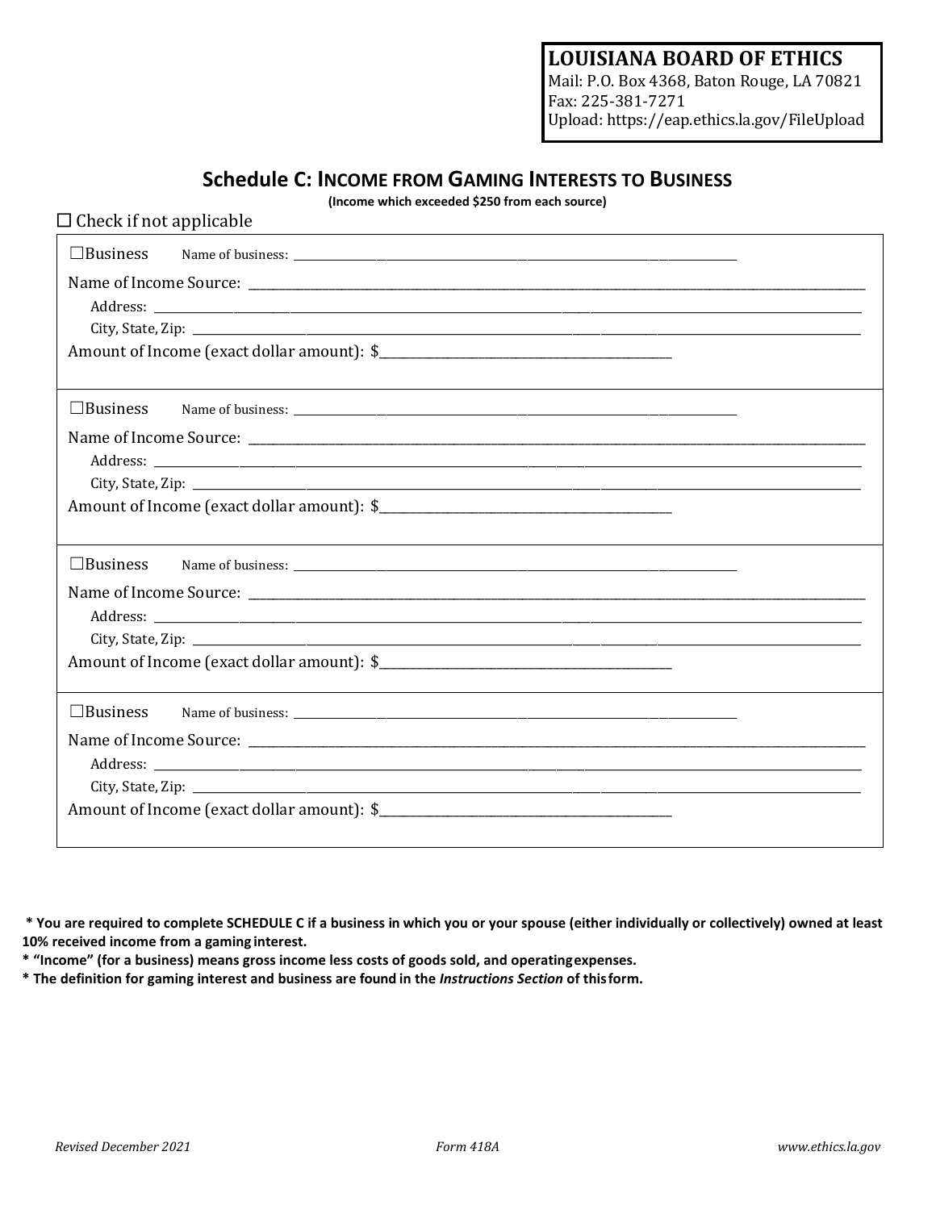**LOUISIANA BOARD OF ETHICS**
Mail: P.O. Box 4368, Baton Rouge, LA 70821
Fax: 225-381-7271
Upload: https://eap.ethics.la.gov/FileUpload

## Schedule C: Income from Gaming Interests to Business

**(Income which exceeded $250 from each source)**

☐ Check if not applicable

☐Business Name of business: ____________________

Name of Income Source: ____________________

Address: ____________________

City, State, Zip: ____________________

Amount of Income (exact dollar amount): $____________________

---

☐Business Name of business: ____________________

Name of Income Source: ____________________

Address: ____________________

City, State, Zip: ____________________

Amount of Income (exact dollar amount): $____________________

---

☐Business Name of business: ____________________

Name of Income Source: ____________________

Address: ____________________

City, State, Zip: ____________________

Amount of Income (exact dollar amount): $____________________

---

☐Business Name of business: ____________________

Name of Income Source: ____________________

Address: ____________________

City, State, Zip: ____________________

Amount of Income (exact dollar amount): $____________________

---

**\* You are required to complete SCHEDULE C if a business in which you or your spouse (either individually or collectively) owned at least 10% received income from a gaming interest.**

**\* "Income" (for a business) means gross income less costs of goods sold, and operating expenses.**

**\* The definition for gaming interest and business are found in the *Instructions Section* of this form.**

*Revised December 2021* *Form 418A* *www.ethics.la.gov*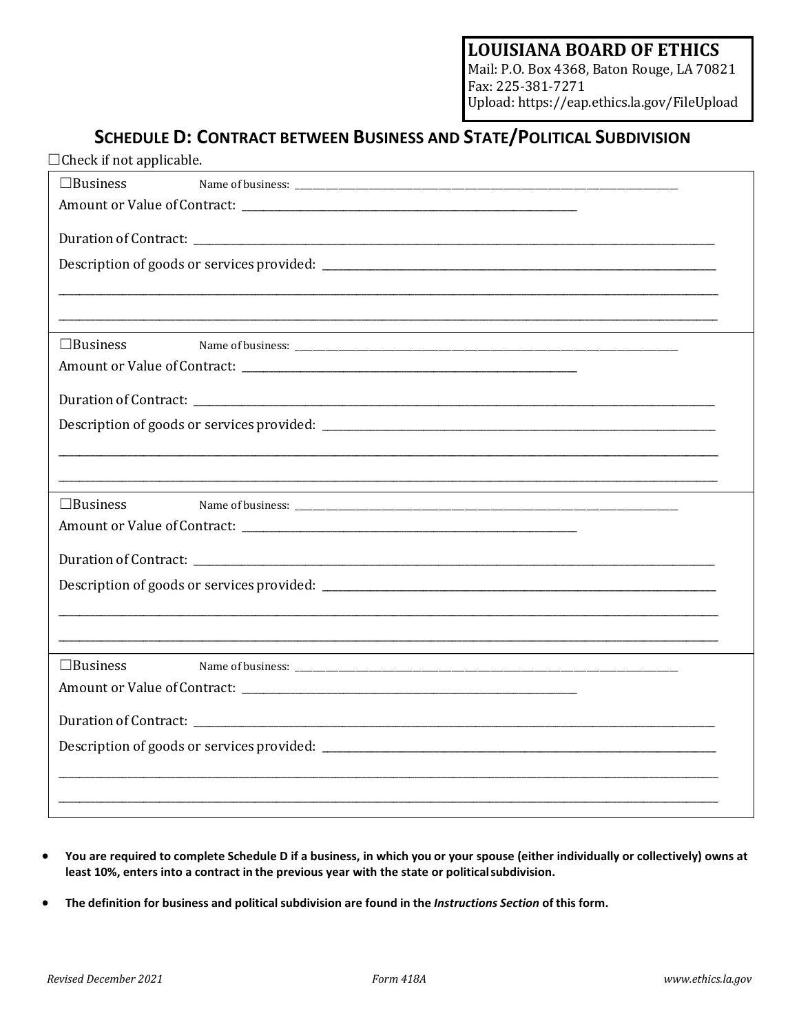**LOUISIANA BOARD OF ETHICS**
Mail: P.O. Box 4368, Baton Rouge, LA 70821
Fax: 225-381-7271
Upload: https://eap.ethics.la.gov/FileUpload

## SCHEDULE D: CONTRACT BETWEEN BUSINESS AND STATE/POLITICAL SUBDIVISION

☐Check if not applicable.

☐Business Name of business: ______________________________

Amount or Value of Contract: ______________________________

Duration of Contract: ______________________________

Description of goods or services provided: ______________________________

______________________________

______________________________

☐Business Name of business: ______________________________

Amount or Value of Contract: ______________________________

Duration of Contract: ______________________________

Description of goods or services provided: ______________________________

______________________________

______________________________

☐Business Name of business: ______________________________

Amount or Value of Contract: ______________________________

Duration of Contract: ______________________________

Description of goods or services provided: ______________________________

______________________________

______________________________

☐Business Name of business: ______________________________

Amount or Value of Contract: ______________________________

Duration of Contract: ______________________________

Description of goods or services provided: ______________________________

______________________________

______________________________

- **You are required to complete Schedule D if a business, in which you or your spouse (either individually or collectively) owns at least 10%, enters into a contract in the previous year with the state or political subdivision.**
- **The definition for business and political subdivision are found in the *Instructions Section* of this form.**

*Revised December 2021* *Form 418A* *www.ethics.la.gov*